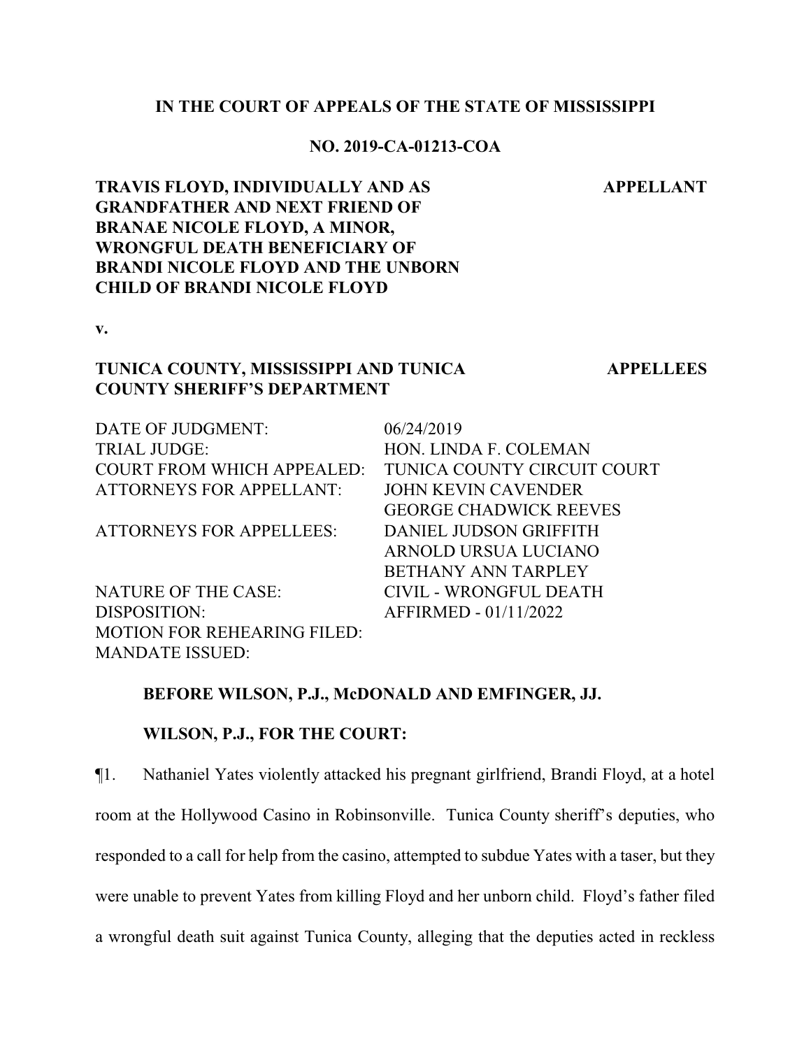**IN THE COURT OF APPEALS OF THE STATE OF MISSISSIPPI**

**NO. 2019-CA-01213-COA**

**TRAVIS FLOYD, INDIVIDUALLY AND AS GRANDFATHER AND NEXT FRIEND OF BRANAE NICOLE FLOYD, A MINOR, WRONGFUL DEATH BENEFICIARY OF BRANDI NICOLE FLOYD AND THE UNBORN CHILD OF BRANDI NICOLE FLOYD** — **APPELLANT**

**v.**

**TUNICA COUNTY, MISSISSIPPI AND TUNICA COUNTY SHERIFF'S DEPARTMENT** — **APPELLEES**

| | |
|---|---|
| DATE OF JUDGMENT: | 06/24/2019 |
| TRIAL JUDGE: | HON. LINDA F. COLEMAN |
| COURT FROM WHICH APPEALED: | TUNICA COUNTY CIRCUIT COURT |
| ATTORNEYS FOR APPELLANT: | JOHN KEVIN CAVENDER<br>GEORGE CHADWICK REEVES |
| ATTORNEYS FOR APPELLEES: | DANIEL JUDSON GRIFFITH<br>ARNOLD URSUA LUCIANO<br>BETHANY ANN TARPLEY |
| NATURE OF THE CASE: | CIVIL - WRONGFUL DEATH |
| DISPOSITION: | AFFIRMED - 01/11/2022 |
| MOTION FOR REHEARING FILED: | |
| MANDATE ISSUED: | |

**BEFORE WILSON, P.J., McDONALD AND EMFINGER, JJ.**

**WILSON, P.J., FOR THE COURT:**

¶1. Nathaniel Yates violently attacked his pregnant girlfriend, Brandi Floyd, at a hotel room at the Hollywood Casino in Robinsonville. Tunica County sheriff's deputies, who responded to a call for help from the casino, attempted to subdue Yates with a taser, but they were unable to prevent Yates from killing Floyd and her unborn child. Floyd's father filed a wrongful death suit against Tunica County, alleging that the deputies acted in reckless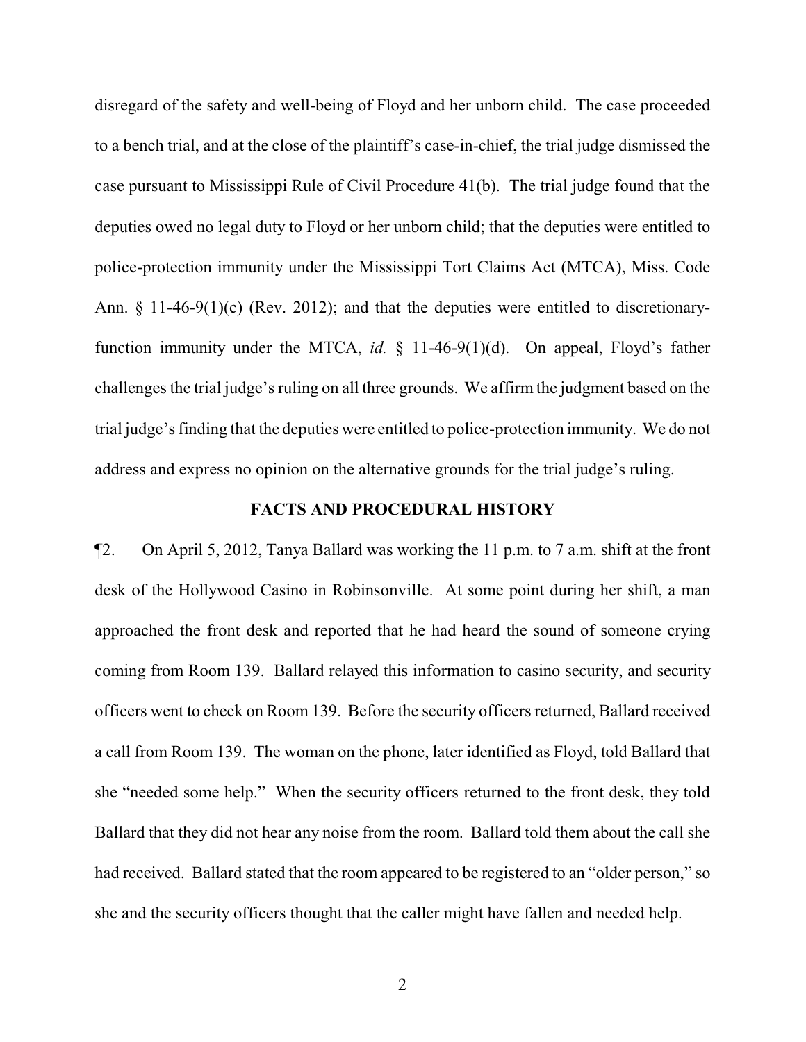disregard of the safety and well-being of Floyd and her unborn child. The case proceeded to a bench trial, and at the close of the plaintiff's case-in-chief, the trial judge dismissed the case pursuant to Mississippi Rule of Civil Procedure 41(b). The trial judge found that the deputies owed no legal duty to Floyd or her unborn child; that the deputies were entitled to police-protection immunity under the Mississippi Tort Claims Act (MTCA), Miss. Code Ann. § 11-46-9(1)(c) (Rev. 2012); and that the deputies were entitled to discretionary-function immunity under the MTCA, *id.* § 11-46-9(1)(d). On appeal, Floyd's father challenges the trial judge's ruling on all three grounds. We affirm the judgment based on the trial judge's finding that the deputies were entitled to police-protection immunity. We do not address and express no opinion on the alternative grounds for the trial judge's ruling.

## FACTS AND PROCEDURAL HISTORY

¶2. On April 5, 2012, Tanya Ballard was working the 11 p.m. to 7 a.m. shift at the front desk of the Hollywood Casino in Robinsonville. At some point during her shift, a man approached the front desk and reported that he had heard the sound of someone crying coming from Room 139. Ballard relayed this information to casino security, and security officers went to check on Room 139. Before the security officers returned, Ballard received a call from Room 139. The woman on the phone, later identified as Floyd, told Ballard that she "needed some help." When the security officers returned to the front desk, they told Ballard that they did not hear any noise from the room. Ballard told them about the call she had received. Ballard stated that the room appeared to be registered to an "older person," so she and the security officers thought that the caller might have fallen and needed help.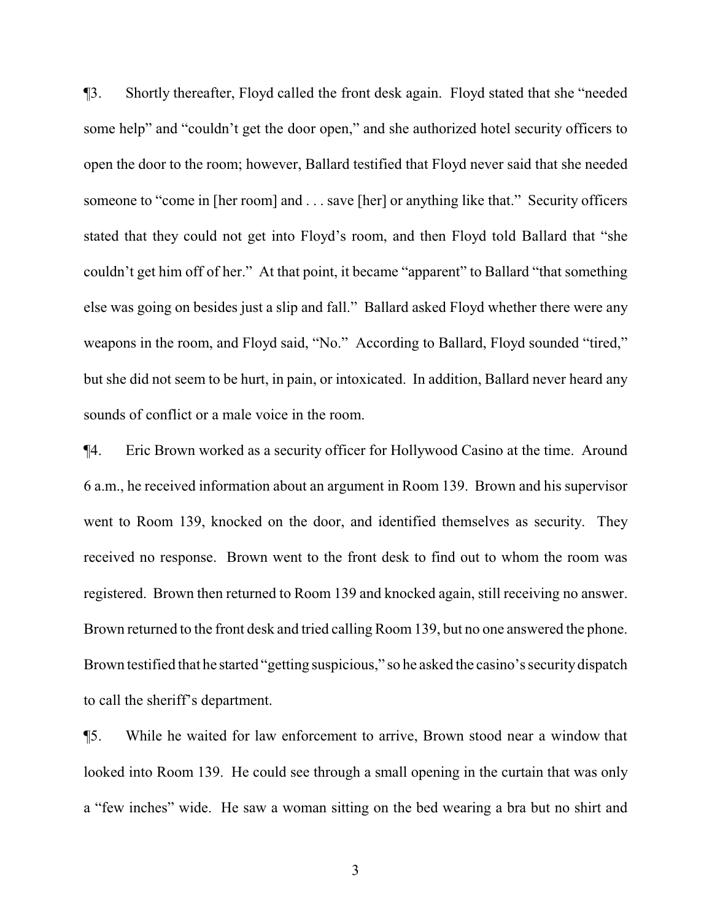¶3. Shortly thereafter, Floyd called the front desk again. Floyd stated that she "needed some help" and "couldn't get the door open," and she authorized hotel security officers to open the door to the room; however, Ballard testified that Floyd never said that she needed someone to "come in [her room] and . . . save [her] or anything like that." Security officers stated that they could not get into Floyd's room, and then Floyd told Ballard that "she couldn't get him off of her." At that point, it became "apparent" to Ballard "that something else was going on besides just a slip and fall." Ballard asked Floyd whether there were any weapons in the room, and Floyd said, "No." According to Ballard, Floyd sounded "tired," but she did not seem to be hurt, in pain, or intoxicated. In addition, Ballard never heard any sounds of conflict or a male voice in the room.

¶4. Eric Brown worked as a security officer for Hollywood Casino at the time. Around 6 a.m., he received information about an argument in Room 139. Brown and his supervisor went to Room 139, knocked on the door, and identified themselves as security. They received no response. Brown went to the front desk to find out to whom the room was registered. Brown then returned to Room 139 and knocked again, still receiving no answer. Brown returned to the front desk and tried calling Room 139, but no one answered the phone. Brown testified that he started "getting suspicious," so he asked the casino's security dispatch to call the sheriff's department.

¶5. While he waited for law enforcement to arrive, Brown stood near a window that looked into Room 139. He could see through a small opening in the curtain that was only a "few inches" wide. He saw a woman sitting on the bed wearing a bra but no shirt and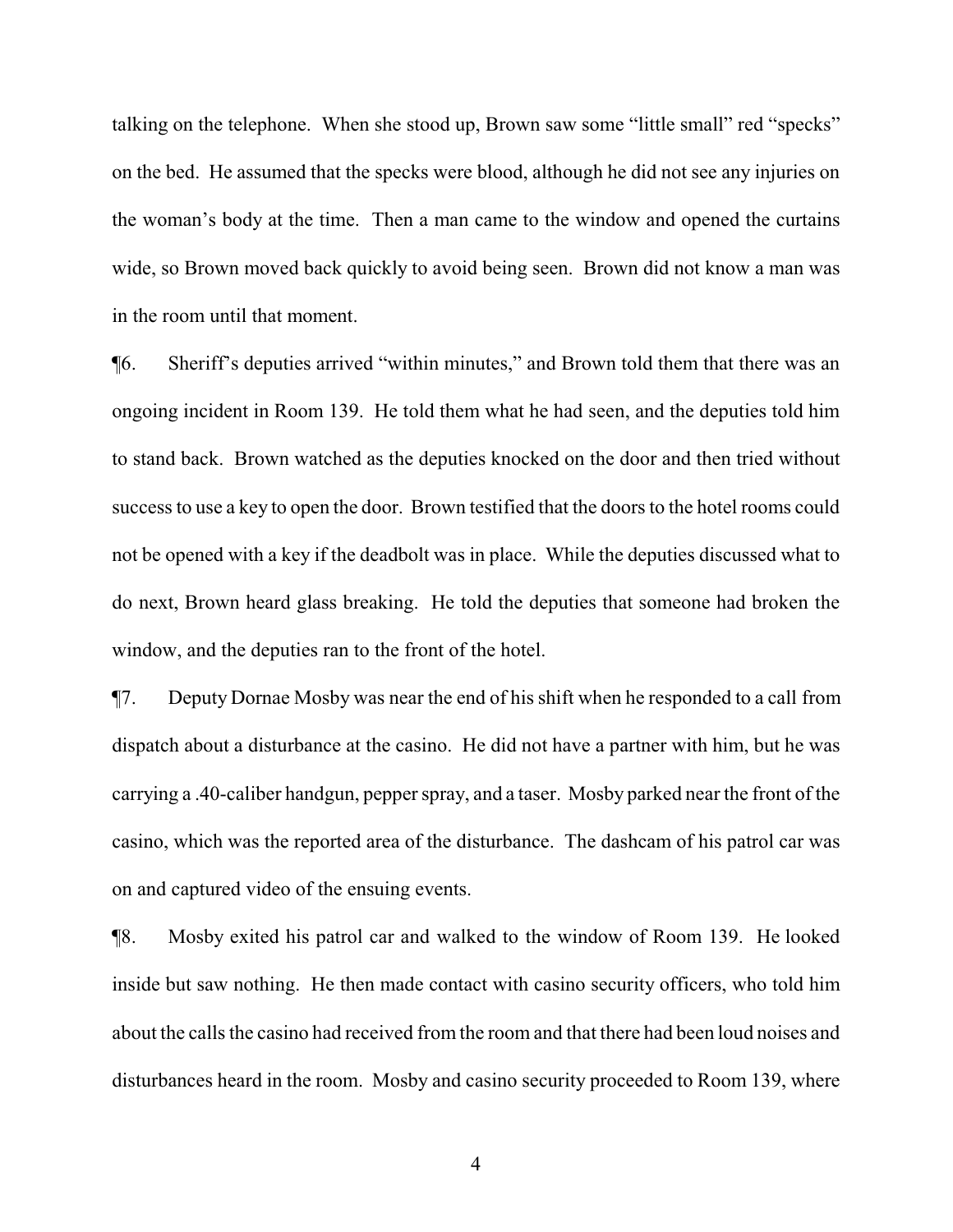talking on the telephone. When she stood up, Brown saw some "little small" red "specks" on the bed. He assumed that the specks were blood, although he did not see any injuries on the woman's body at the time. Then a man came to the window and opened the curtains wide, so Brown moved back quickly to avoid being seen. Brown did not know a man was in the room until that moment.

¶6. Sheriff's deputies arrived "within minutes," and Brown told them that there was an ongoing incident in Room 139. He told them what he had seen, and the deputies told him to stand back. Brown watched as the deputies knocked on the door and then tried without success to use a key to open the door. Brown testified that the doors to the hotel rooms could not be opened with a key if the deadbolt was in place. While the deputies discussed what to do next, Brown heard glass breaking. He told the deputies that someone had broken the window, and the deputies ran to the front of the hotel.

¶7. Deputy Dornae Mosby was near the end of his shift when he responded to a call from dispatch about a disturbance at the casino. He did not have a partner with him, but he was carrying a .40-caliber handgun, pepper spray, and a taser. Mosby parked near the front of the casino, which was the reported area of the disturbance. The dashcam of his patrol car was on and captured video of the ensuing events.

¶8. Mosby exited his patrol car and walked to the window of Room 139. He looked inside but saw nothing. He then made contact with casino security officers, who told him about the calls the casino had received from the room and that there had been loud noises and disturbances heard in the room. Mosby and casino security proceeded to Room 139, where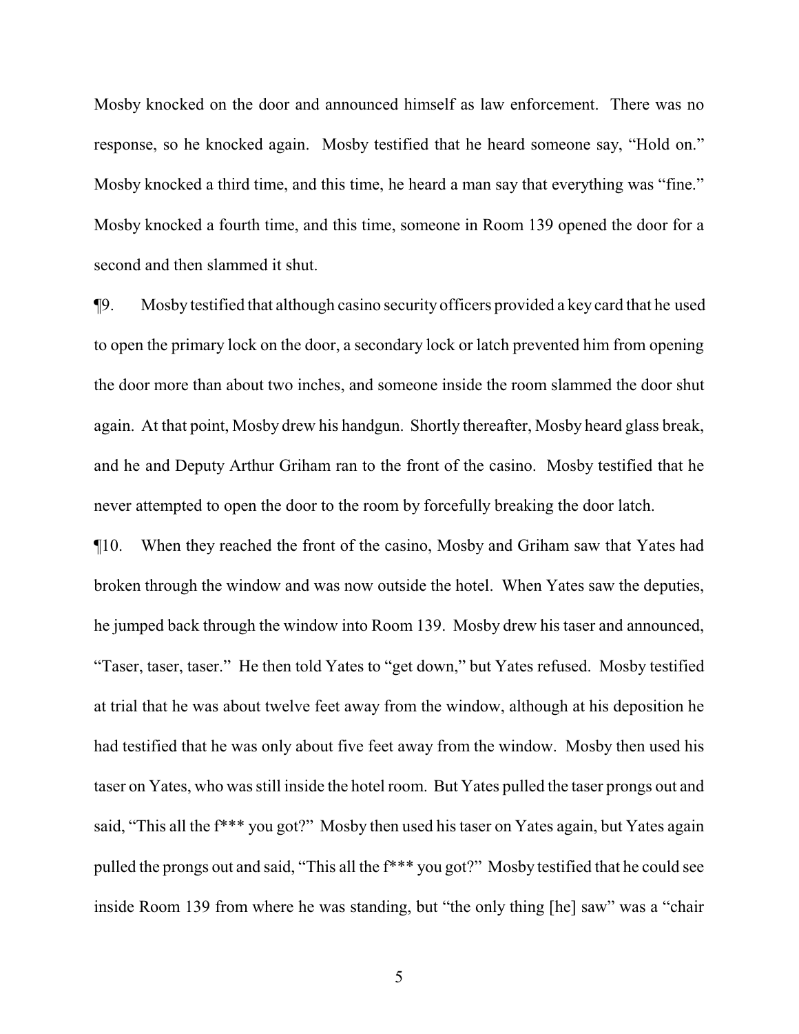Mosby knocked on the door and announced himself as law enforcement. There was no response, so he knocked again. Mosby testified that he heard someone say, "Hold on." Mosby knocked a third time, and this time, he heard a man say that everything was "fine." Mosby knocked a fourth time, and this time, someone in Room 139 opened the door for a second and then slammed it shut.

¶9. Mosby testified that although casino security officers provided a key card that he used to open the primary lock on the door, a secondary lock or latch prevented him from opening the door more than about two inches, and someone inside the room slammed the door shut again. At that point, Mosby drew his handgun. Shortly thereafter, Mosby heard glass break, and he and Deputy Arthur Griham ran to the front of the casino. Mosby testified that he never attempted to open the door to the room by forcefully breaking the door latch.

¶10. When they reached the front of the casino, Mosby and Griham saw that Yates had broken through the window and was now outside the hotel. When Yates saw the deputies, he jumped back through the window into Room 139. Mosby drew his taser and announced, "Taser, taser, taser." He then told Yates to "get down," but Yates refused. Mosby testified at trial that he was about twelve feet away from the window, although at his deposition he had testified that he was only about five feet away from the window. Mosby then used his taser on Yates, who was still inside the hotel room. But Yates pulled the taser prongs out and said, "This all the f*** you got?" Mosby then used his taser on Yates again, but Yates again pulled the prongs out and said, "This all the f*** you got?" Mosby testified that he could see inside Room 139 from where he was standing, but "the only thing [he] saw" was a "chair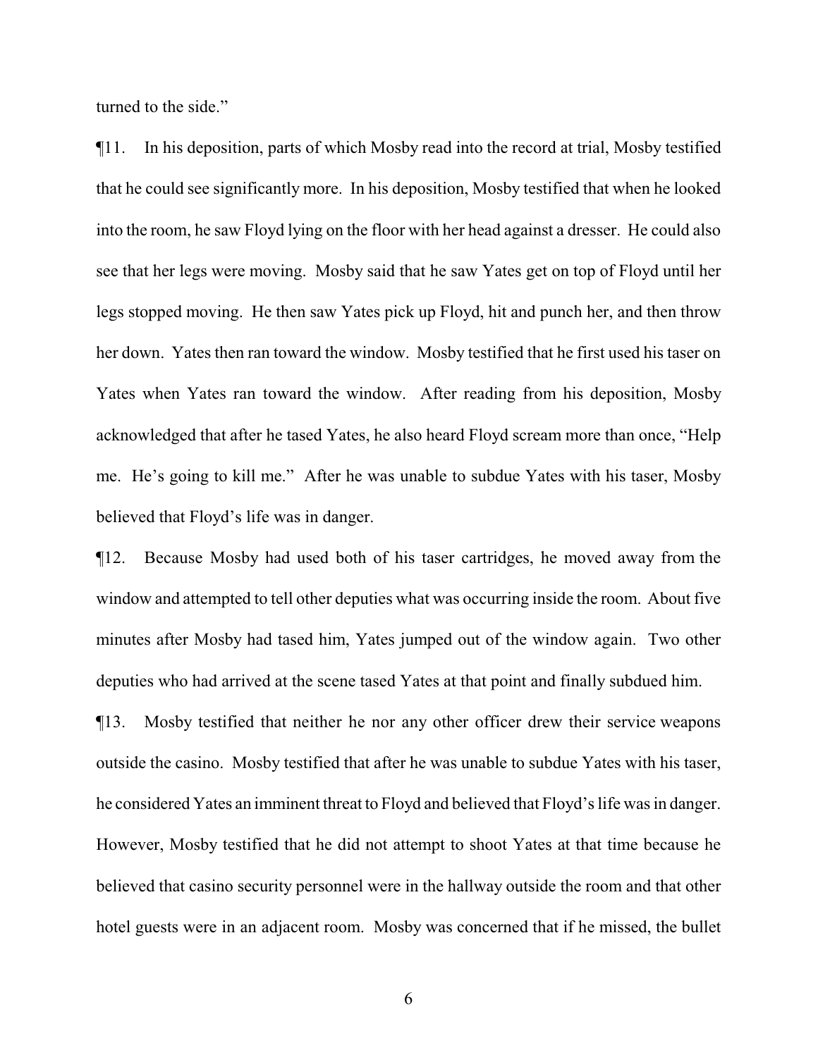turned to the side."

¶11. In his deposition, parts of which Mosby read into the record at trial, Mosby testified that he could see significantly more. In his deposition, Mosby testified that when he looked into the room, he saw Floyd lying on the floor with her head against a dresser. He could also see that her legs were moving. Mosby said that he saw Yates get on top of Floyd until her legs stopped moving. He then saw Yates pick up Floyd, hit and punch her, and then throw her down. Yates then ran toward the window. Mosby testified that he first used his taser on Yates when Yates ran toward the window. After reading from his deposition, Mosby acknowledged that after he tased Yates, he also heard Floyd scream more than once, "Help me. He's going to kill me." After he was unable to subdue Yates with his taser, Mosby believed that Floyd's life was in danger.

¶12. Because Mosby had used both of his taser cartridges, he moved away from the window and attempted to tell other deputies what was occurring inside the room. About five minutes after Mosby had tased him, Yates jumped out of the window again. Two other deputies who had arrived at the scene tased Yates at that point and finally subdued him.

¶13. Mosby testified that neither he nor any other officer drew their service weapons outside the casino. Mosby testified that after he was unable to subdue Yates with his taser, he considered Yates an imminent threat to Floyd and believed that Floyd's life was in danger. However, Mosby testified that he did not attempt to shoot Yates at that time because he believed that casino security personnel were in the hallway outside the room and that other hotel guests were in an adjacent room. Mosby was concerned that if he missed, the bullet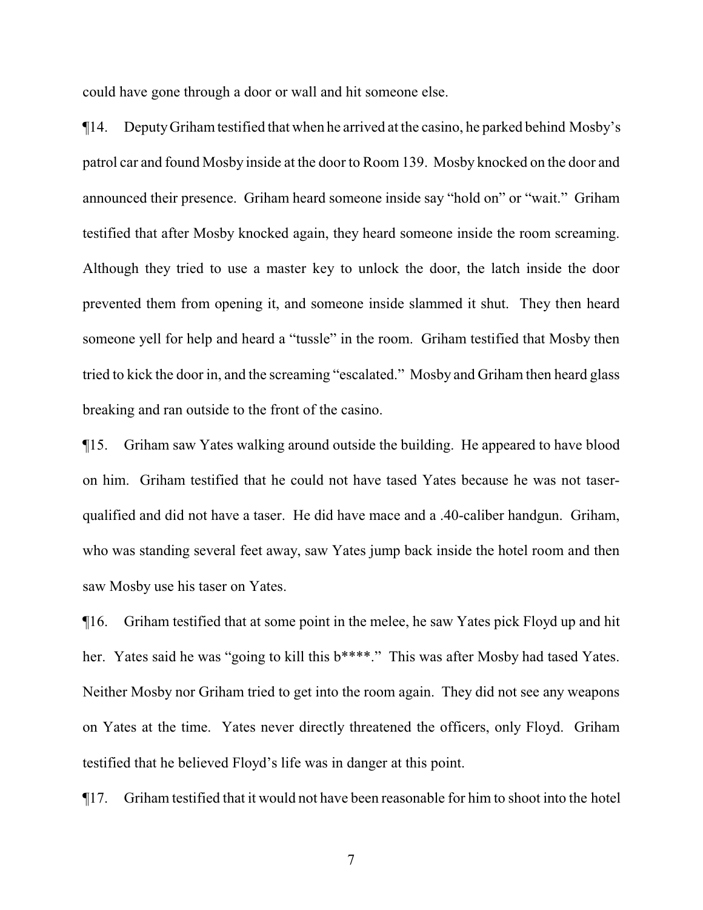could have gone through a door or wall and hit someone else.

¶14. Deputy Griham testified that when he arrived at the casino, he parked behind Mosby's patrol car and found Mosby inside at the door to Room 139. Mosby knocked on the door and announced their presence. Griham heard someone inside say "hold on" or "wait." Griham testified that after Mosby knocked again, they heard someone inside the room screaming. Although they tried to use a master key to unlock the door, the latch inside the door prevented them from opening it, and someone inside slammed it shut. They then heard someone yell for help and heard a "tussle" in the room. Griham testified that Mosby then tried to kick the door in, and the screaming "escalated." Mosby and Griham then heard glass breaking and ran outside to the front of the casino.

¶15. Griham saw Yates walking around outside the building. He appeared to have blood on him. Griham testified that he could not have tased Yates because he was not taser-qualified and did not have a taser. He did have mace and a .40-caliber handgun. Griham, who was standing several feet away, saw Yates jump back inside the hotel room and then saw Mosby use his taser on Yates.

¶16. Griham testified that at some point in the melee, he saw Yates pick Floyd up and hit her. Yates said he was "going to kill this b****." This was after Mosby had tased Yates. Neither Mosby nor Griham tried to get into the room again. They did not see any weapons on Yates at the time. Yates never directly threatened the officers, only Floyd. Griham testified that he believed Floyd's life was in danger at this point.

¶17. Griham testified that it would not have been reasonable for him to shoot into the hotel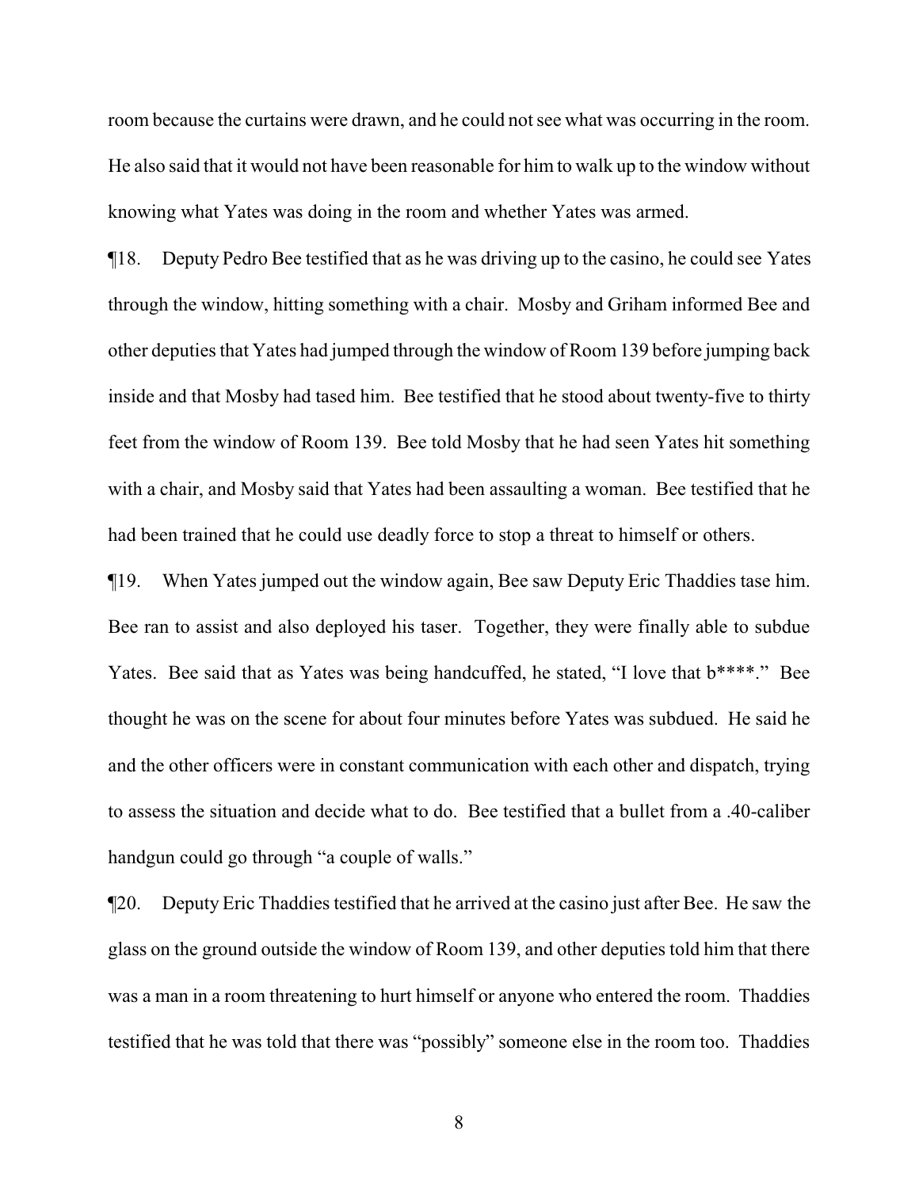room because the curtains were drawn, and he could not see what was occurring in the room. He also said that it would not have been reasonable for him to walk up to the window without knowing what Yates was doing in the room and whether Yates was armed.

¶18. Deputy Pedro Bee testified that as he was driving up to the casino, he could see Yates through the window, hitting something with a chair. Mosby and Griham informed Bee and other deputies that Yates had jumped through the window of Room 139 before jumping back inside and that Mosby had tased him. Bee testified that he stood about twenty-five to thirty feet from the window of Room 139. Bee told Mosby that he had seen Yates hit something with a chair, and Mosby said that Yates had been assaulting a woman. Bee testified that he had been trained that he could use deadly force to stop a threat to himself or others.

¶19. When Yates jumped out the window again, Bee saw Deputy Eric Thaddies tase him. Bee ran to assist and also deployed his taser. Together, they were finally able to subdue Yates. Bee said that as Yates was being handcuffed, he stated, "I love that b****." Bee thought he was on the scene for about four minutes before Yates was subdued. He said he and the other officers were in constant communication with each other and dispatch, trying to assess the situation and decide what to do. Bee testified that a bullet from a .40-caliber handgun could go through "a couple of walls."

¶20. Deputy Eric Thaddies testified that he arrived at the casino just after Bee. He saw the glass on the ground outside the window of Room 139, and other deputies told him that there was a man in a room threatening to hurt himself or anyone who entered the room. Thaddies testified that he was told that there was "possibly" someone else in the room too. Thaddies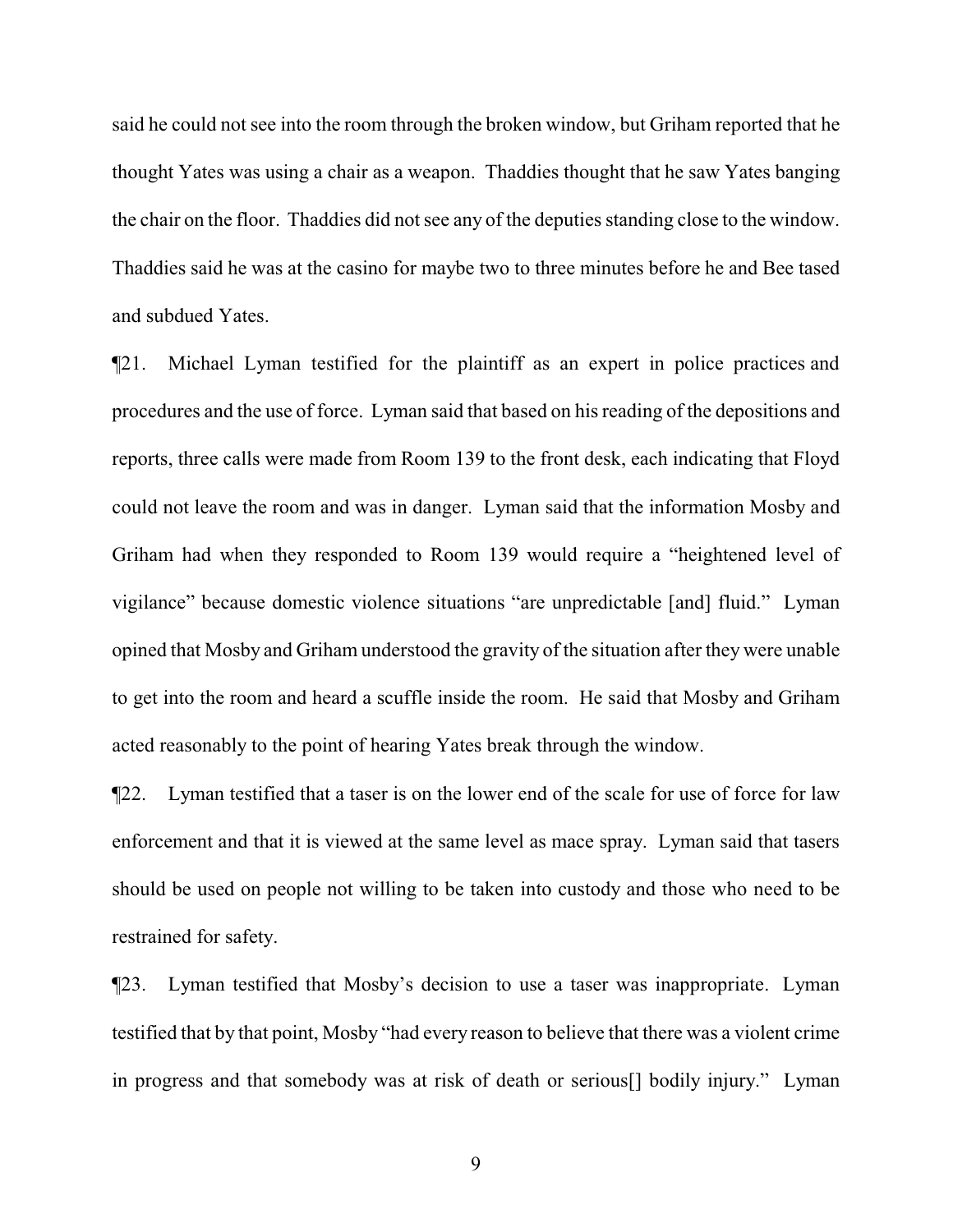said he could not see into the room through the broken window, but Griham reported that he thought Yates was using a chair as a weapon. Thaddies thought that he saw Yates banging the chair on the floor. Thaddies did not see any of the deputies standing close to the window. Thaddies said he was at the casino for maybe two to three minutes before he and Bee tased and subdued Yates.

¶21. Michael Lyman testified for the plaintiff as an expert in police practices and procedures and the use of force. Lyman said that based on his reading of the depositions and reports, three calls were made from Room 139 to the front desk, each indicating that Floyd could not leave the room and was in danger. Lyman said that the information Mosby and Griham had when they responded to Room 139 would require a "heightened level of vigilance" because domestic violence situations "are unpredictable [and] fluid." Lyman opined that Mosby and Griham understood the gravity of the situation after they were unable to get into the room and heard a scuffle inside the room. He said that Mosby and Griham acted reasonably to the point of hearing Yates break through the window.

¶22. Lyman testified that a taser is on the lower end of the scale for use of force for law enforcement and that it is viewed at the same level as mace spray. Lyman said that tasers should be used on people not willing to be taken into custody and those who need to be restrained for safety.

¶23. Lyman testified that Mosby's decision to use a taser was inappropriate. Lyman testified that by that point, Mosby "had every reason to believe that there was a violent crime in progress and that somebody was at risk of death or serious[] bodily injury." Lyman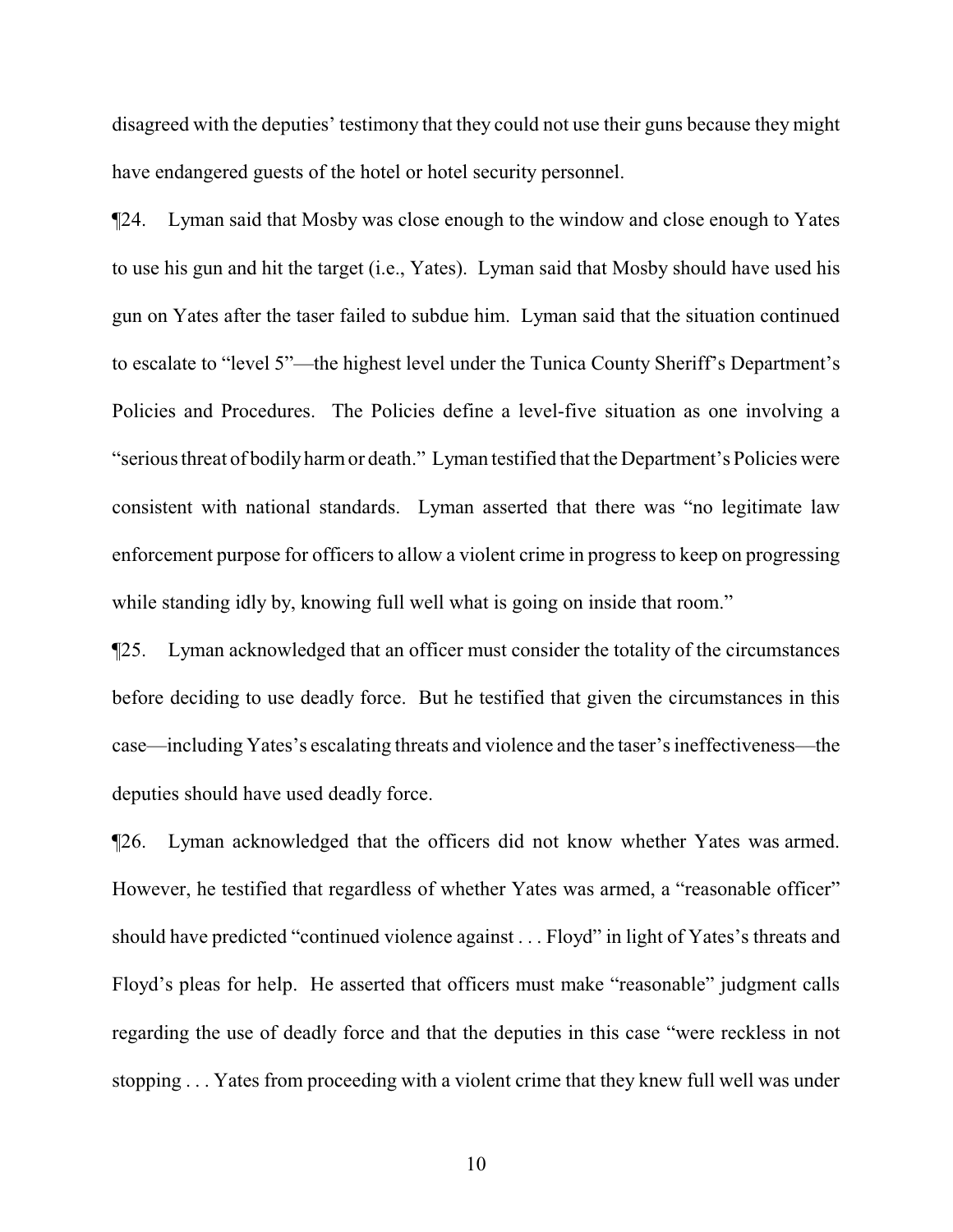disagreed with the deputies' testimony that they could not use their guns because they might have endangered guests of the hotel or hotel security personnel.

¶24. Lyman said that Mosby was close enough to the window and close enough to Yates to use his gun and hit the target (i.e., Yates). Lyman said that Mosby should have used his gun on Yates after the taser failed to subdue him. Lyman said that the situation continued to escalate to "level 5"—the highest level under the Tunica County Sheriff's Department's Policies and Procedures. The Policies define a level-five situation as one involving a "serious threat of bodily harm or death." Lyman testified that the Department's Policies were consistent with national standards. Lyman asserted that there was "no legitimate law enforcement purpose for officers to allow a violent crime in progress to keep on progressing while standing idly by, knowing full well what is going on inside that room."

¶25. Lyman acknowledged that an officer must consider the totality of the circumstances before deciding to use deadly force. But he testified that given the circumstances in this case—including Yates's escalating threats and violence and the taser's ineffectiveness—the deputies should have used deadly force.

¶26. Lyman acknowledged that the officers did not know whether Yates was armed. However, he testified that regardless of whether Yates was armed, a "reasonable officer" should have predicted "continued violence against . . . Floyd" in light of Yates's threats and Floyd's pleas for help. He asserted that officers must make "reasonable" judgment calls regarding the use of deadly force and that the deputies in this case "were reckless in not stopping . . . Yates from proceeding with a violent crime that they knew full well was under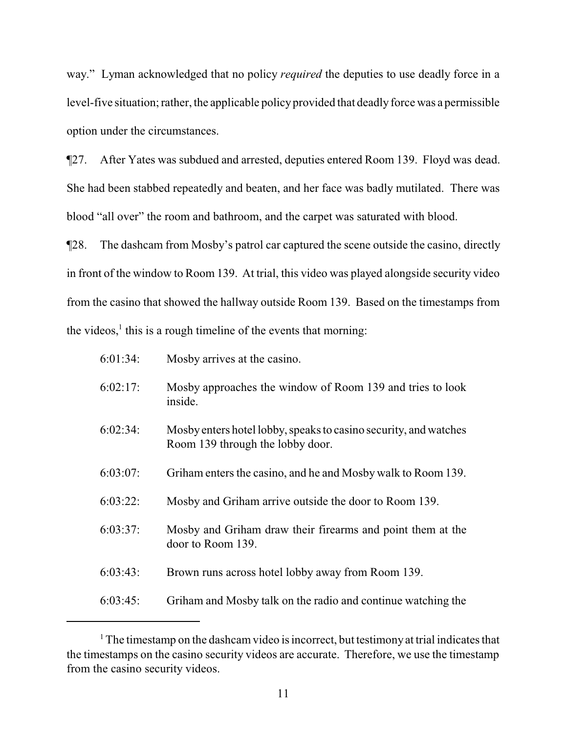way." Lyman acknowledged that no policy *required* the deputies to use deadly force in a level-five situation; rather, the applicable policy provided that deadly force was a permissible option under the circumstances.

¶27. After Yates was subdued and arrested, deputies entered Room 139. Floyd was dead. She had been stabbed repeatedly and beaten, and her face was badly mutilated. There was blood "all over" the room and bathroom, and the carpet was saturated with blood.

¶28. The dashcam from Mosby's patrol car captured the scene outside the casino, directly in front of the window to Room 139. At trial, this video was played alongside security video from the casino that showed the hallway outside Room 139. Based on the timestamps from the videos,[1] this is a rough timeline of the events that morning:

6:01:34: Mosby arrives at the casino.

6:02:17: Mosby approaches the window of Room 139 and tries to look inside.

6:02:34: Mosby enters hotel lobby, speaks to casino security, and watches Room 139 through the lobby door.

6:03:07: Griham enters the casino, and he and Mosby walk to Room 139.

6:03:22: Mosby and Griham arrive outside the door to Room 139.

6:03:37: Mosby and Griham draw their firearms and point them at the door to Room 139.

6:03:43: Brown runs across hotel lobby away from Room 139.

6:03:45: Griham and Mosby talk on the radio and continue watching the

[1] The timestamp on the dashcam video is incorrect, but testimony at trial indicates that the timestamps on the casino security videos are accurate. Therefore, we use the timestamp from the casino security videos.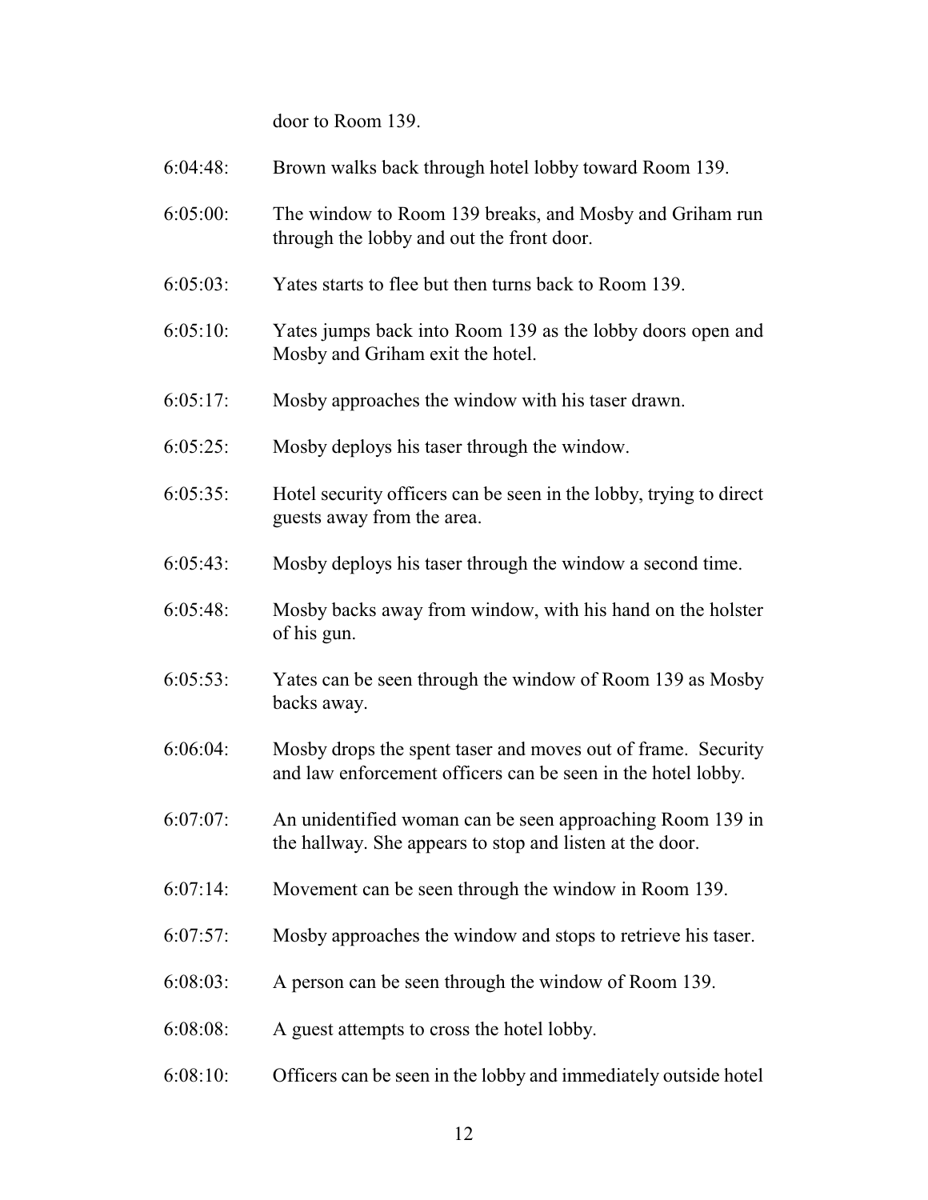door to Room 139.

6:04:48: Brown walks back through hotel lobby toward Room 139.

6:05:00: The window to Room 139 breaks, and Mosby and Griham run through the lobby and out the front door.

6:05:03: Yates starts to flee but then turns back to Room 139.

6:05:10: Yates jumps back into Room 139 as the lobby doors open and Mosby and Griham exit the hotel.

6:05:17: Mosby approaches the window with his taser drawn.

6:05:25: Mosby deploys his taser through the window.

6:05:35: Hotel security officers can be seen in the lobby, trying to direct guests away from the area.

6:05:43: Mosby deploys his taser through the window a second time.

6:05:48: Mosby backs away from window, with his hand on the holster of his gun.

6:05:53: Yates can be seen through the window of Room 139 as Mosby backs away.

6:06:04: Mosby drops the spent taser and moves out of frame. Security and law enforcement officers can be seen in the hotel lobby.

6:07:07: An unidentified woman can be seen approaching Room 139 in the hallway. She appears to stop and listen at the door.

6:07:14: Movement can be seen through the window in Room 139.

6:07:57: Mosby approaches the window and stops to retrieve his taser.

6:08:03: A person can be seen through the window of Room 139.

6:08:08: A guest attempts to cross the hotel lobby.

6:08:10: Officers can be seen in the lobby and immediately outside hotel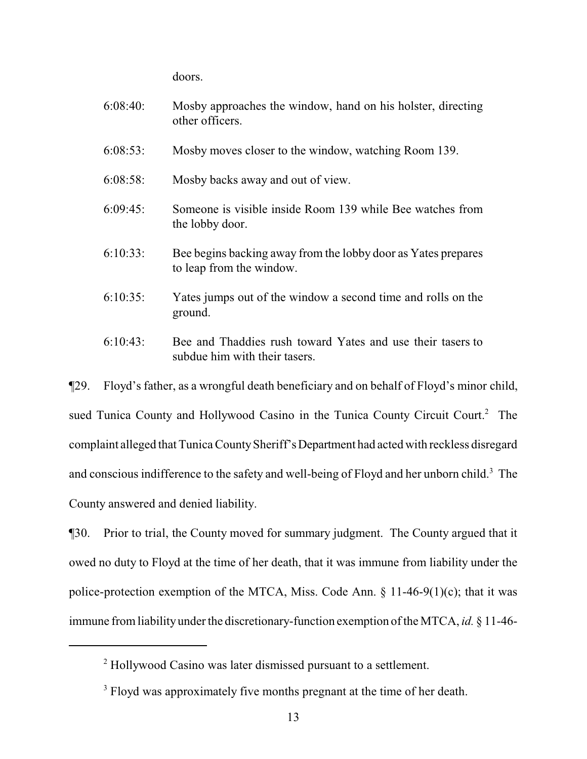doors.

| | |
|---|---|
| 6:08:40: | Mosby approaches the window, hand on his holster, directing other officers. |
| 6:08:53: | Mosby moves closer to the window, watching Room 139. |
| 6:08:58: | Mosby backs away and out of view. |
| 6:09:45: | Someone is visible inside Room 139 while Bee watches from the lobby door. |
| 6:10:33: | Bee begins backing away from the lobby door as Yates prepares to leap from the window. |
| 6:10:35: | Yates jumps out of the window a second time and rolls on the ground. |
| 6:10:43: | Bee and Thaddies rush toward Yates and use their tasers to subdue him with their tasers. |

¶29. Floyd's father, as a wrongful death beneficiary and on behalf of Floyd's minor child, sued Tunica County and Hollywood Casino in the Tunica County Circuit Court.[2] The complaint alleged that Tunica County Sheriff's Department had acted with reckless disregard and conscious indifference to the safety and well-being of Floyd and her unborn child.[3] The County answered and denied liability.

¶30. Prior to trial, the County moved for summary judgment. The County argued that it owed no duty to Floyd at the time of her death, that it was immune from liability under the police-protection exemption of the MTCA, Miss. Code Ann. § 11-46-9(1)(c); that it was immune from liability under the discretionary-function exemption of the MTCA, *id.* § 11-46-

---

[2] Hollywood Casino was later dismissed pursuant to a settlement.

[3] Floyd was approximately five months pregnant at the time of her death.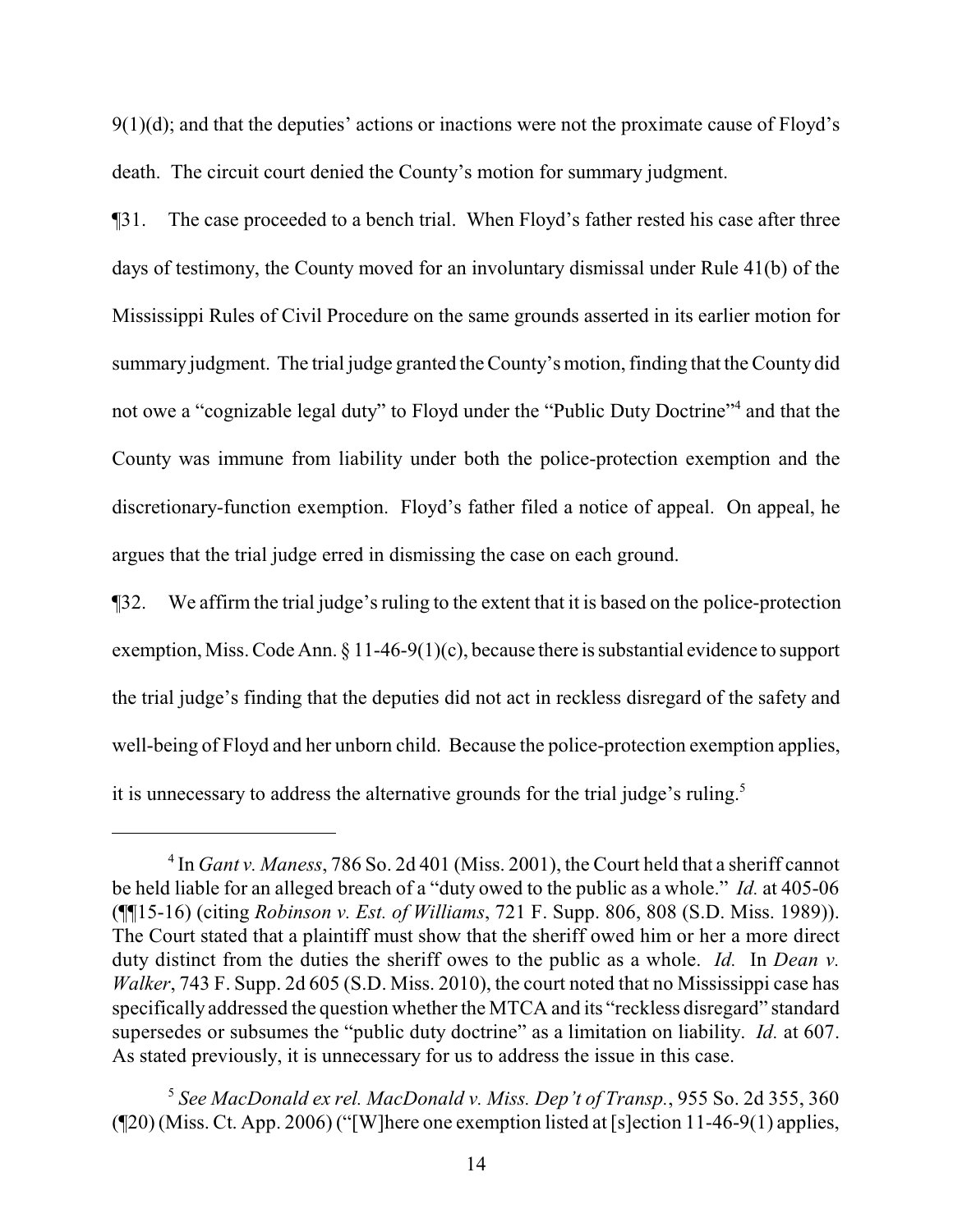9(1)(d); and that the deputies' actions or inactions were not the proximate cause of Floyd's death. The circuit court denied the County's motion for summary judgment.

¶31. The case proceeded to a bench trial. When Floyd's father rested his case after three days of testimony, the County moved for an involuntary dismissal under Rule 41(b) of the Mississippi Rules of Civil Procedure on the same grounds asserted in its earlier motion for summary judgment. The trial judge granted the County's motion, finding that the County did not owe a "cognizable legal duty" to Floyd under the "Public Duty Doctrine"[4] and that the County was immune from liability under both the police-protection exemption and the discretionary-function exemption. Floyd's father filed a notice of appeal. On appeal, he argues that the trial judge erred in dismissing the case on each ground.

¶32. We affirm the trial judge's ruling to the extent that it is based on the police-protection exemption, Miss. Code Ann. § 11-46-9(1)(c), because there is substantial evidence to support the trial judge's finding that the deputies did not act in reckless disregard of the safety and well-being of Floyd and her unborn child. Because the police-protection exemption applies, it is unnecessary to address the alternative grounds for the trial judge's ruling.[5]

---

[4] In *Gant v. Maness*, 786 So. 2d 401 (Miss. 2001), the Court held that a sheriff cannot be held liable for an alleged breach of a "duty owed to the public as a whole." *Id.* at 405-06 (¶¶15-16) (citing *Robinson v. Est. of Williams*, 721 F. Supp. 806, 808 (S.D. Miss. 1989)). The Court stated that a plaintiff must show that the sheriff owed him or her a more direct duty distinct from the duties the sheriff owes to the public as a whole. *Id.* In *Dean v. Walker*, 743 F. Supp. 2d 605 (S.D. Miss. 2010), the court noted that no Mississippi case has specifically addressed the question whether the MTCA and its "reckless disregard" standard supersedes or subsumes the "public duty doctrine" as a limitation on liability. *Id.* at 607. As stated previously, it is unnecessary for us to address the issue in this case.

[5] *See MacDonald ex rel. MacDonald v. Miss. Dep't of Transp.*, 955 So. 2d 355, 360 (¶20) (Miss. Ct. App. 2006) ("[W]here one exemption listed at [s]ection 11-46-9(1) applies,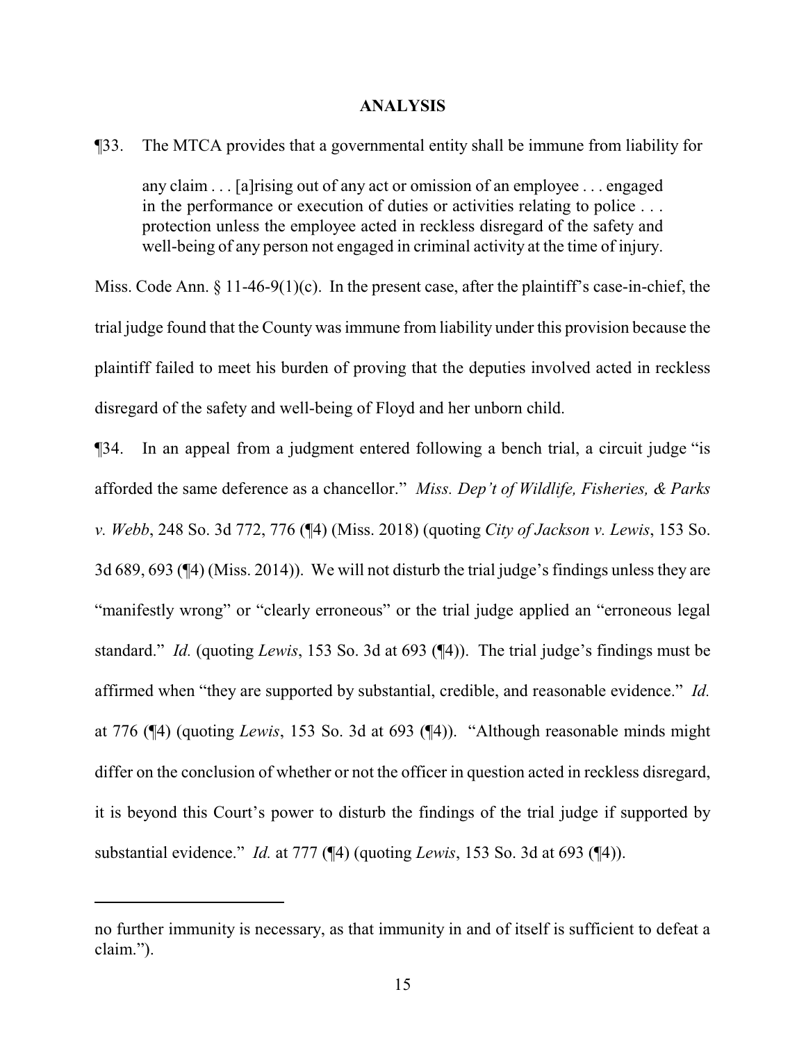## ANALYSIS

¶33. The MTCA provides that a governmental entity shall be immune from liability for

> any claim . . . [a]rising out of any act or omission of an employee . . . engaged in the performance or execution of duties or activities relating to police . . . protection unless the employee acted in reckless disregard of the safety and well-being of any person not engaged in criminal activity at the time of injury.

Miss. Code Ann. § 11-46-9(1)(c). In the present case, after the plaintiff's case-in-chief, the trial judge found that the County was immune from liability under this provision because the plaintiff failed to meet his burden of proving that the deputies involved acted in reckless disregard of the safety and well-being of Floyd and her unborn child.

¶34. In an appeal from a judgment entered following a bench trial, a circuit judge "is afforded the same deference as a chancellor." *Miss. Dep't of Wildlife, Fisheries, & Parks v. Webb*, 248 So. 3d 772, 776 (¶4) (Miss. 2018) (quoting *City of Jackson v. Lewis*, 153 So. 3d 689, 693 (¶4) (Miss. 2014)). We will not disturb the trial judge's findings unless they are "manifestly wrong" or "clearly erroneous" or the trial judge applied an "erroneous legal standard." *Id.* (quoting *Lewis*, 153 So. 3d at 693 (¶4)). The trial judge's findings must be affirmed when "they are supported by substantial, credible, and reasonable evidence." *Id.* at 776 (¶4) (quoting *Lewis*, 153 So. 3d at 693 (¶4)). "Although reasonable minds might differ on the conclusion of whether or not the officer in question acted in reckless disregard, it is beyond this Court's power to disturb the findings of the trial judge if supported by substantial evidence." *Id.* at 777 (¶4) (quoting *Lewis*, 153 So. 3d at 693 (¶4)).

---

no further immunity is necessary, as that immunity in and of itself is sufficient to defeat a claim.").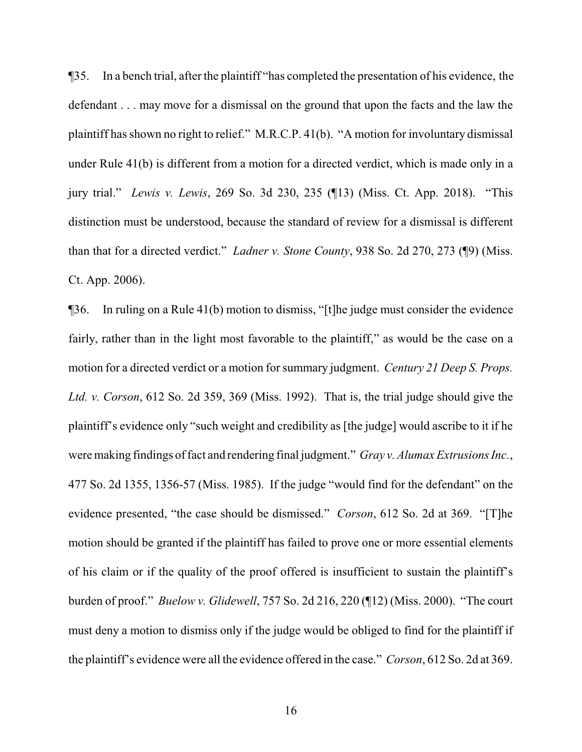¶35. In a bench trial, after the plaintiff "has completed the presentation of his evidence, the defendant . . . may move for a dismissal on the ground that upon the facts and the law the plaintiff has shown no right to relief." M.R.C.P. 41(b). "A motion for involuntary dismissal under Rule 41(b) is different from a motion for a directed verdict, which is made only in a jury trial." *Lewis v. Lewis*, 269 So. 3d 230, 235 (¶13) (Miss. Ct. App. 2018). "This distinction must be understood, because the standard of review for a dismissal is different than that for a directed verdict." *Ladner v. Stone County*, 938 So. 2d 270, 273 (¶9) (Miss. Ct. App. 2006).

¶36. In ruling on a Rule 41(b) motion to dismiss, "[t]he judge must consider the evidence fairly, rather than in the light most favorable to the plaintiff," as would be the case on a motion for a directed verdict or a motion for summary judgment. *Century 21 Deep S. Props. Ltd. v. Corson*, 612 So. 2d 359, 369 (Miss. 1992). That is, the trial judge should give the plaintiff's evidence only "such weight and credibility as [the judge] would ascribe to it if he were making findings of fact and rendering final judgment." *Gray v. Alumax Extrusions Inc.*, 477 So. 2d 1355, 1356-57 (Miss. 1985). If the judge "would find for the defendant" on the evidence presented, "the case should be dismissed." *Corson*, 612 So. 2d at 369. "[T]he motion should be granted if the plaintiff has failed to prove one or more essential elements of his claim or if the quality of the proof offered is insufficient to sustain the plaintiff's burden of proof." *Buelow v. Glidewell*, 757 So. 2d 216, 220 (¶12) (Miss. 2000). "The court must deny a motion to dismiss only if the judge would be obliged to find for the plaintiff if the plaintiff's evidence were all the evidence offered in the case." *Corson*, 612 So. 2d at 369.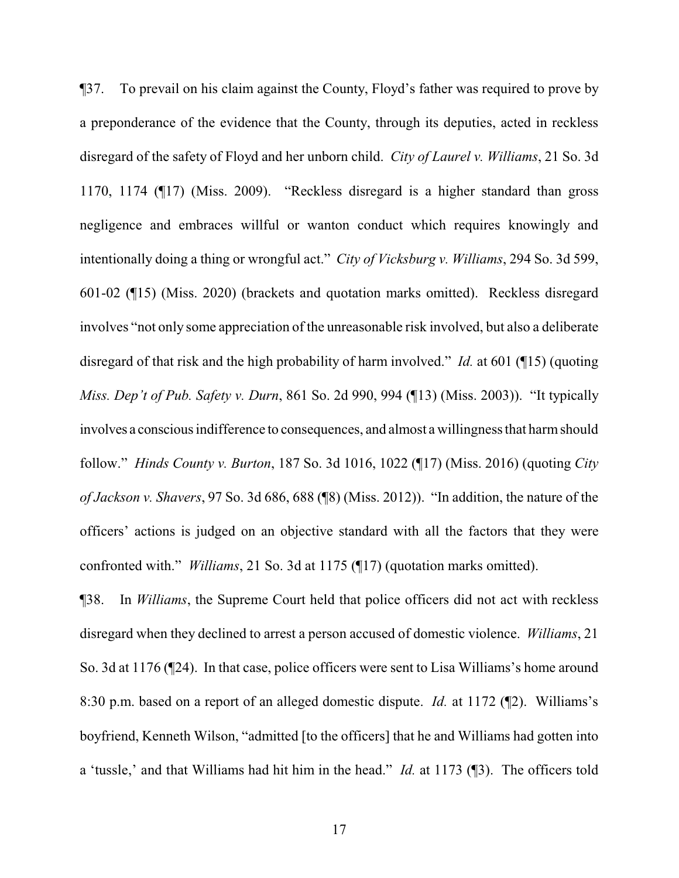¶37. To prevail on his claim against the County, Floyd's father was required to prove by a preponderance of the evidence that the County, through its deputies, acted in reckless disregard of the safety of Floyd and her unborn child. *City of Laurel v. Williams*, 21 So. 3d 1170, 1174 (¶17) (Miss. 2009). "Reckless disregard is a higher standard than gross negligence and embraces willful or wanton conduct which requires knowingly and intentionally doing a thing or wrongful act." *City of Vicksburg v. Williams*, 294 So. 3d 599, 601-02 (¶15) (Miss. 2020) (brackets and quotation marks omitted). Reckless disregard involves "not only some appreciation of the unreasonable risk involved, but also a deliberate disregard of that risk and the high probability of harm involved." *Id.* at 601 (¶15) (quoting *Miss. Dep't of Pub. Safety v. Durn*, 861 So. 2d 990, 994 (¶13) (Miss. 2003)). "It typically involves a conscious indifference to consequences, and almost a willingness that harm should follow." *Hinds County v. Burton*, 187 So. 3d 1016, 1022 (¶17) (Miss. 2016) (quoting *City of Jackson v. Shavers*, 97 So. 3d 686, 688 (¶8) (Miss. 2012)). "In addition, the nature of the officers' actions is judged on an objective standard with all the factors that they were confronted with." *Williams*, 21 So. 3d at 1175 (¶17) (quotation marks omitted).

¶38. In *Williams*, the Supreme Court held that police officers did not act with reckless disregard when they declined to arrest a person accused of domestic violence. *Williams*, 21 So. 3d at 1176 (¶24). In that case, police officers were sent to Lisa Williams's home around 8:30 p.m. based on a report of an alleged domestic dispute. *Id.* at 1172 (¶2). Williams's boyfriend, Kenneth Wilson, "admitted [to the officers] that he and Williams had gotten into a 'tussle,' and that Williams had hit him in the head." *Id.* at 1173 (¶3). The officers told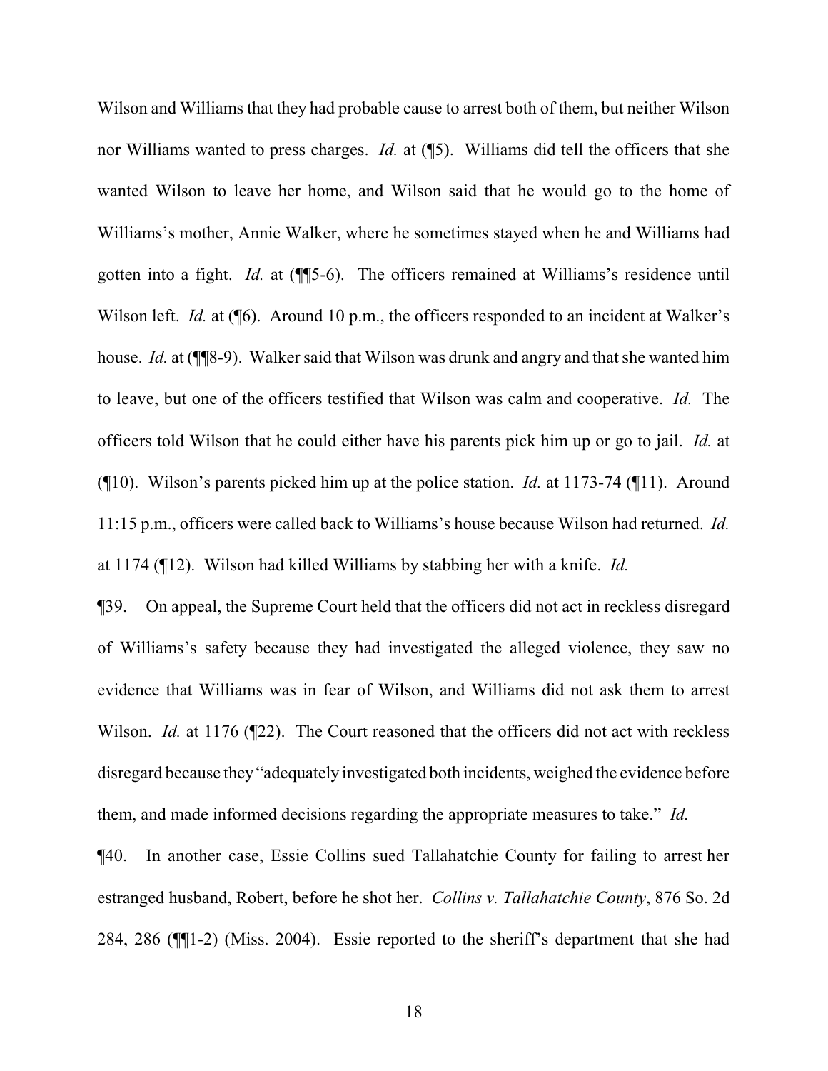Wilson and Williams that they had probable cause to arrest both of them, but neither Wilson nor Williams wanted to press charges. *Id.* at (¶5). Williams did tell the officers that she wanted Wilson to leave her home, and Wilson said that he would go to the home of Williams's mother, Annie Walker, where he sometimes stayed when he and Williams had gotten into a fight. *Id.* at (¶¶5-6). The officers remained at Williams's residence until Wilson left. *Id.* at (¶6). Around 10 p.m., the officers responded to an incident at Walker's house. *Id.* at (¶¶8-9). Walker said that Wilson was drunk and angry and that she wanted him to leave, but one of the officers testified that Wilson was calm and cooperative. *Id.* The officers told Wilson that he could either have his parents pick him up or go to jail. *Id.* at (¶10). Wilson's parents picked him up at the police station. *Id.* at 1173-74 (¶11). Around 11:15 p.m., officers were called back to Williams's house because Wilson had returned. *Id.* at 1174 (¶12). Wilson had killed Williams by stabbing her with a knife. *Id.*

¶39. On appeal, the Supreme Court held that the officers did not act in reckless disregard of Williams's safety because they had investigated the alleged violence, they saw no evidence that Williams was in fear of Wilson, and Williams did not ask them to arrest Wilson. *Id.* at 1176 (¶22). The Court reasoned that the officers did not act with reckless disregard because they "adequately investigated both incidents, weighed the evidence before them, and made informed decisions regarding the appropriate measures to take." *Id.*

¶40. In another case, Essie Collins sued Tallahatchie County for failing to arrest her estranged husband, Robert, before he shot her. *Collins v. Tallahatchie County*, 876 So. 2d 284, 286 (¶¶1-2) (Miss. 2004). Essie reported to the sheriff's department that she had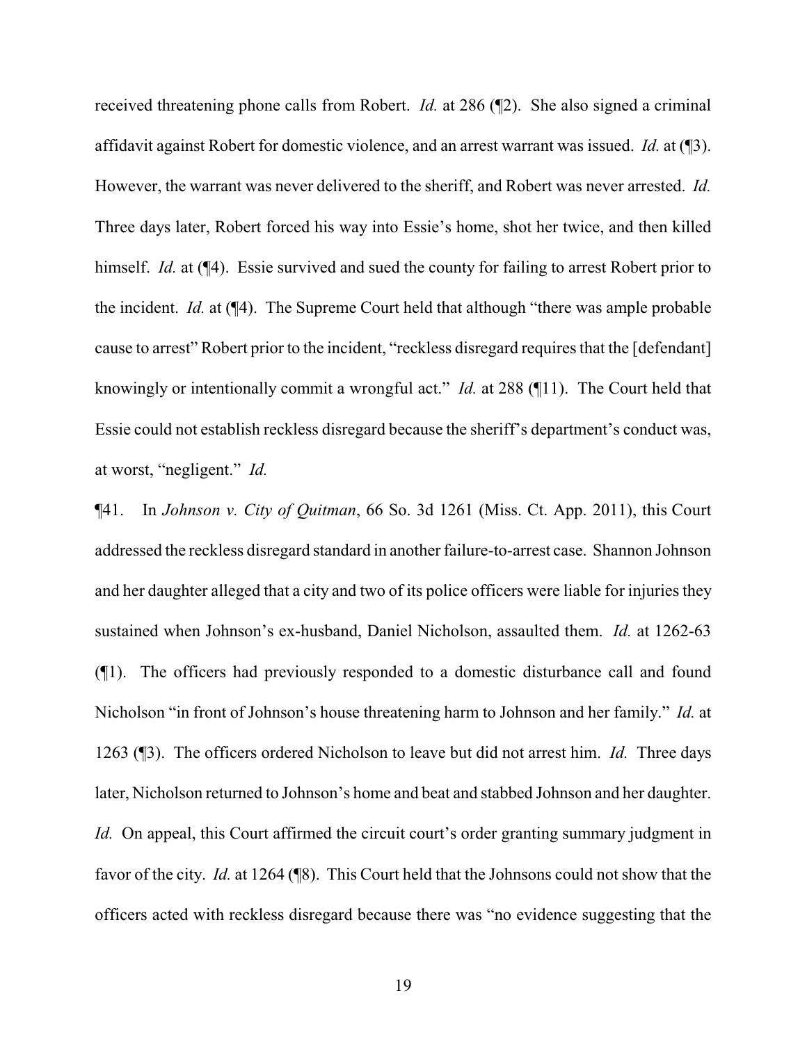received threatening phone calls from Robert. *Id.* at 286 (¶2). She also signed a criminal affidavit against Robert for domestic violence, and an arrest warrant was issued. *Id.* at (¶3). However, the warrant was never delivered to the sheriff, and Robert was never arrested. *Id.* Three days later, Robert forced his way into Essie's home, shot her twice, and then killed himself. *Id.* at (¶4). Essie survived and sued the county for failing to arrest Robert prior to the incident. *Id.* at (¶4). The Supreme Court held that although "there was ample probable cause to arrest" Robert prior to the incident, "reckless disregard requires that the [defendant] knowingly or intentionally commit a wrongful act." *Id.* at 288 (¶11). The Court held that Essie could not establish reckless disregard because the sheriff's department's conduct was, at worst, "negligent." *Id.*

¶41. In *Johnson v. City of Quitman*, 66 So. 3d 1261 (Miss. Ct. App. 2011), this Court addressed the reckless disregard standard in another failure-to-arrest case. Shannon Johnson and her daughter alleged that a city and two of its police officers were liable for injuries they sustained when Johnson's ex-husband, Daniel Nicholson, assaulted them. *Id.* at 1262-63 (¶1). The officers had previously responded to a domestic disturbance call and found Nicholson "in front of Johnson's house threatening harm to Johnson and her family." *Id.* at 1263 (¶3). The officers ordered Nicholson to leave but did not arrest him. *Id.* Three days later, Nicholson returned to Johnson's home and beat and stabbed Johnson and her daughter. *Id.* On appeal, this Court affirmed the circuit court's order granting summary judgment in favor of the city. *Id.* at 1264 (¶8). This Court held that the Johnsons could not show that the officers acted with reckless disregard because there was "no evidence suggesting that the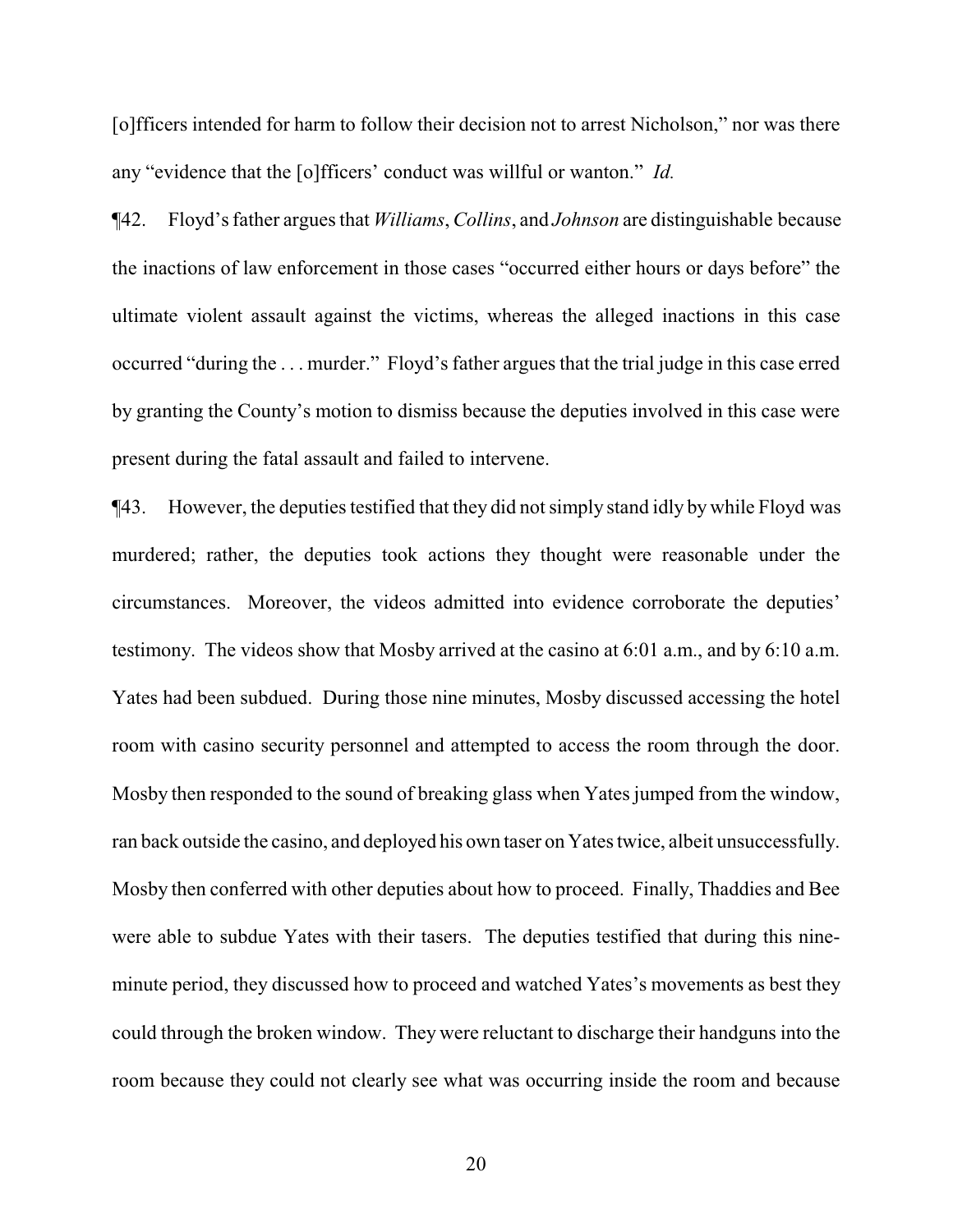[o]fficers intended for harm to follow their decision not to arrest Nicholson," nor was there any "evidence that the [o]fficers' conduct was willful or wanton." *Id.*

¶42. Floyd's father argues that *Williams*, *Collins*, and *Johnson* are distinguishable because the inactions of law enforcement in those cases "occurred either hours or days before" the ultimate violent assault against the victims, whereas the alleged inactions in this case occurred "during the . . . murder." Floyd's father argues that the trial judge in this case erred by granting the County's motion to dismiss because the deputies involved in this case were present during the fatal assault and failed to intervene.

¶43. However, the deputies testified that they did not simply stand idly by while Floyd was murdered; rather, the deputies took actions they thought were reasonable under the circumstances. Moreover, the videos admitted into evidence corroborate the deputies' testimony. The videos show that Mosby arrived at the casino at 6:01 a.m., and by 6:10 a.m. Yates had been subdued. During those nine minutes, Mosby discussed accessing the hotel room with casino security personnel and attempted to access the room through the door. Mosby then responded to the sound of breaking glass when Yates jumped from the window, ran back outside the casino, and deployed his own taser on Yates twice, albeit unsuccessfully. Mosby then conferred with other deputies about how to proceed. Finally, Thaddies and Bee were able to subdue Yates with their tasers. The deputies testified that during this nine-minute period, they discussed how to proceed and watched Yates's movements as best they could through the broken window. They were reluctant to discharge their handguns into the room because they could not clearly see what was occurring inside the room and because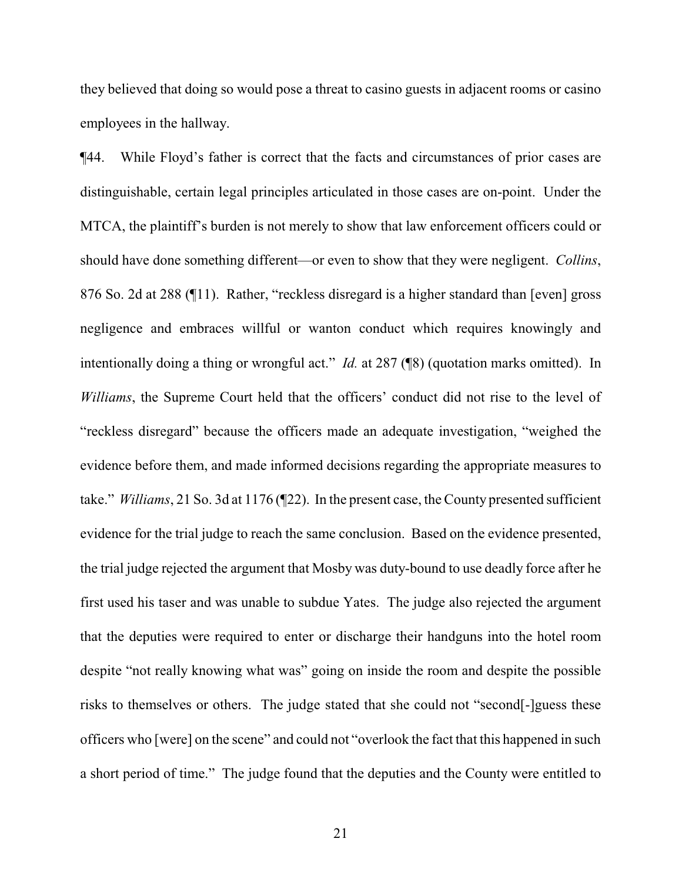they believed that doing so would pose a threat to casino guests in adjacent rooms or casino employees in the hallway.

¶44. While Floyd's father is correct that the facts and circumstances of prior cases are distinguishable, certain legal principles articulated in those cases are on-point. Under the MTCA, the plaintiff's burden is not merely to show that law enforcement officers could or should have done something different—or even to show that they were negligent. *Collins*, 876 So. 2d at 288 (¶11). Rather, "reckless disregard is a higher standard than [even] gross negligence and embraces willful or wanton conduct which requires knowingly and intentionally doing a thing or wrongful act." *Id.* at 287 (¶8) (quotation marks omitted). In *Williams*, the Supreme Court held that the officers' conduct did not rise to the level of "reckless disregard" because the officers made an adequate investigation, "weighed the evidence before them, and made informed decisions regarding the appropriate measures to take." *Williams*, 21 So. 3d at 1176 (¶22). In the present case, the County presented sufficient evidence for the trial judge to reach the same conclusion. Based on the evidence presented, the trial judge rejected the argument that Mosby was duty-bound to use deadly force after he first used his taser and was unable to subdue Yates. The judge also rejected the argument that the deputies were required to enter or discharge their handguns into the hotel room despite "not really knowing what was" going on inside the room and despite the possible risks to themselves or others. The judge stated that she could not "second[-]guess these officers who [were] on the scene" and could not "overlook the fact that this happened in such a short period of time." The judge found that the deputies and the County were entitled to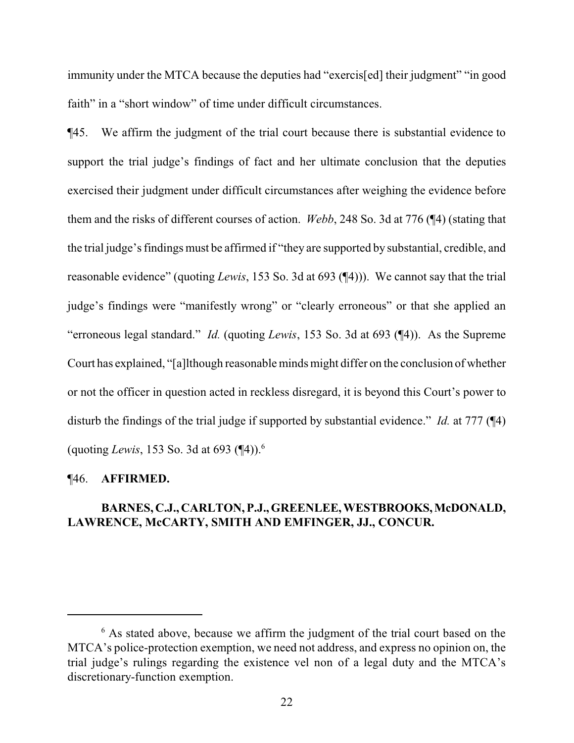immunity under the MTCA because the deputies had "exercis[ed] their judgment" "in good faith" in a "short window" of time under difficult circumstances.

¶45. We affirm the judgment of the trial court because there is substantial evidence to support the trial judge's findings of fact and her ultimate conclusion that the deputies exercised their judgment under difficult circumstances after weighing the evidence before them and the risks of different courses of action. *Webb*, 248 So. 3d at 776 (¶4) (stating that the trial judge's findings must be affirmed if "they are supported by substantial, credible, and reasonable evidence" (quoting *Lewis*, 153 So. 3d at 693 (¶4))). We cannot say that the trial judge's findings were "manifestly wrong" or "clearly erroneous" or that she applied an "erroneous legal standard." *Id.* (quoting *Lewis*, 153 So. 3d at 693 (¶4)). As the Supreme Court has explained, "[a]lthough reasonable minds might differ on the conclusion of whether or not the officer in question acted in reckless disregard, it is beyond this Court's power to disturb the findings of the trial judge if supported by substantial evidence." *Id.* at 777 (¶4) (quoting *Lewis*, 153 So. 3d at 693 (¶4)).[6]

¶46. **AFFIRMED.**

**BARNES, C.J., CARLTON, P.J., GREENLEE, WESTBROOKS, McDONALD, LAWRENCE, McCARTY, SMITH AND EMFINGER, JJ., CONCUR.**

---

[6] As stated above, because we affirm the judgment of the trial court based on the MTCA's police-protection exemption, we need not address, and express no opinion on, the trial judge's rulings regarding the existence vel non of a legal duty and the MTCA's discretionary-function exemption.